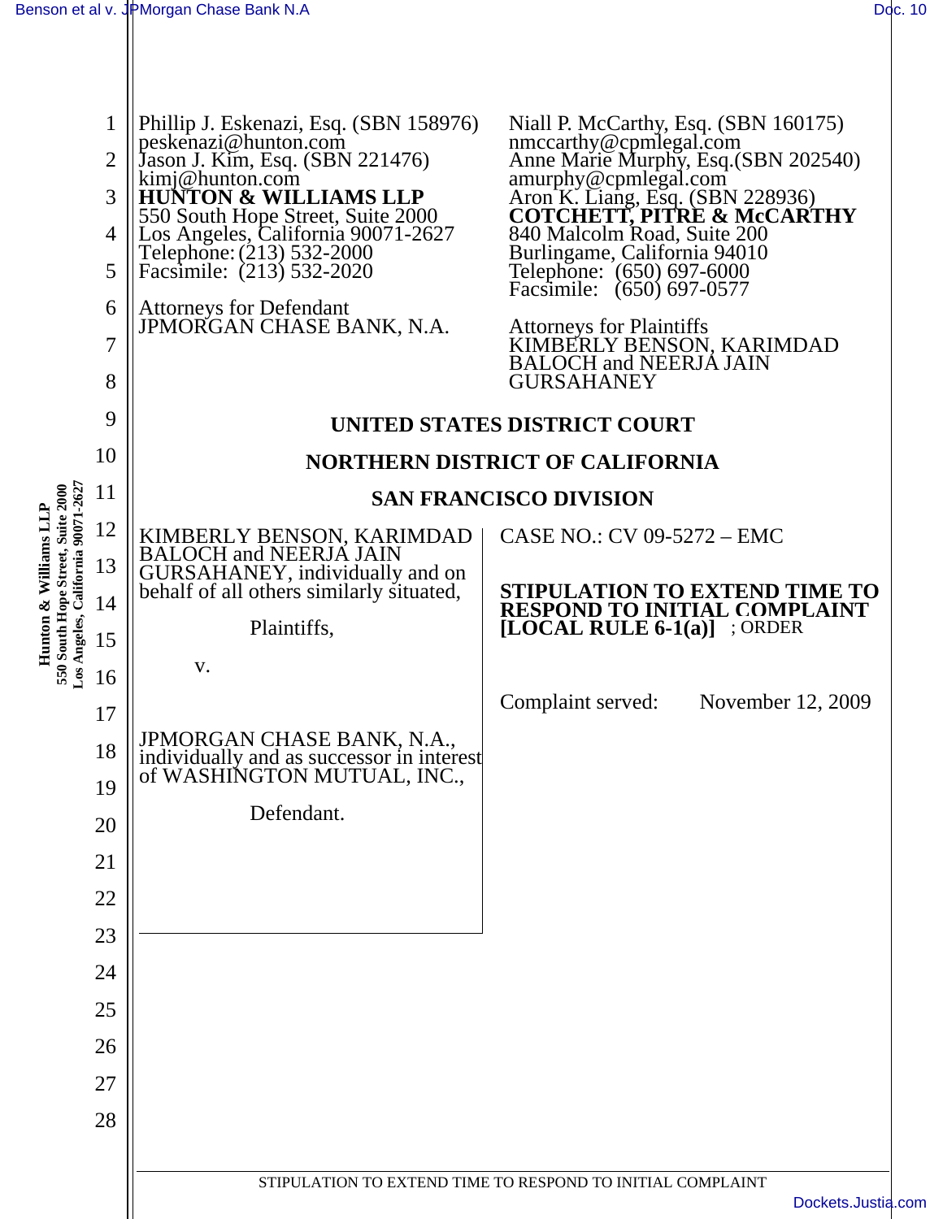Phillip J. Eskenazi, Esq. (SBN 158976)
peskenazi@hunton.com
Jason J. Kim, Esq. (SBN 221476)
kimj@hunton.com
**HUNTON & WILLIAMS LLP**
550 South Hope Street, Suite 2000
Los Angeles, California 90071-2627
Telephone: (213) 532-2000
Facsimile: (213) 532-2020

Attorneys for Defendant
JPMORGAN CHASE BANK, N.A.

Niall P. McCarthy, Esq. (SBN 160175)
nmccarthy@cpmlegal.com
Anne Marie Murphy, Esq.(SBN 202540)
amurphy@cpmlegal.com
Aron K. Liang, Esq. (SBN 228936)
**COTCHETT, PITRE & McCARTHY**
840 Malcolm Road, Suite 200
Burlingame, California 94010
Telephone: (650) 697-6000
Facsimile: (650) 697-0577

Attorneys for Plaintiffs
KIMBERLY BENSON, KARIMDAD BALOCH and NEERJA JAIN GURSAHANEY

**UNITED STATES DISTRICT COURT**

**NORTHERN DISTRICT OF CALIFORNIA**

**SAN FRANCISCO DIVISION**

KIMBERLY BENSON, KARIMDAD BALOCH and NEERJA JAIN GURSAHANEY, individually and on behalf of all others similarly situated,

Plaintiffs,

v.

JPMORGAN CHASE BANK, N.A., individually and as successor in interest of WASHINGTON MUTUAL, INC.,

Defendant.

CASE NO.: CV 09-5272 – EMC

**STIPULATION TO EXTEND TIME TO RESPOND TO INITIAL COMPLAINT [LOCAL RULE 6-1(a)]** ; ORDER

Complaint served: November 12, 2009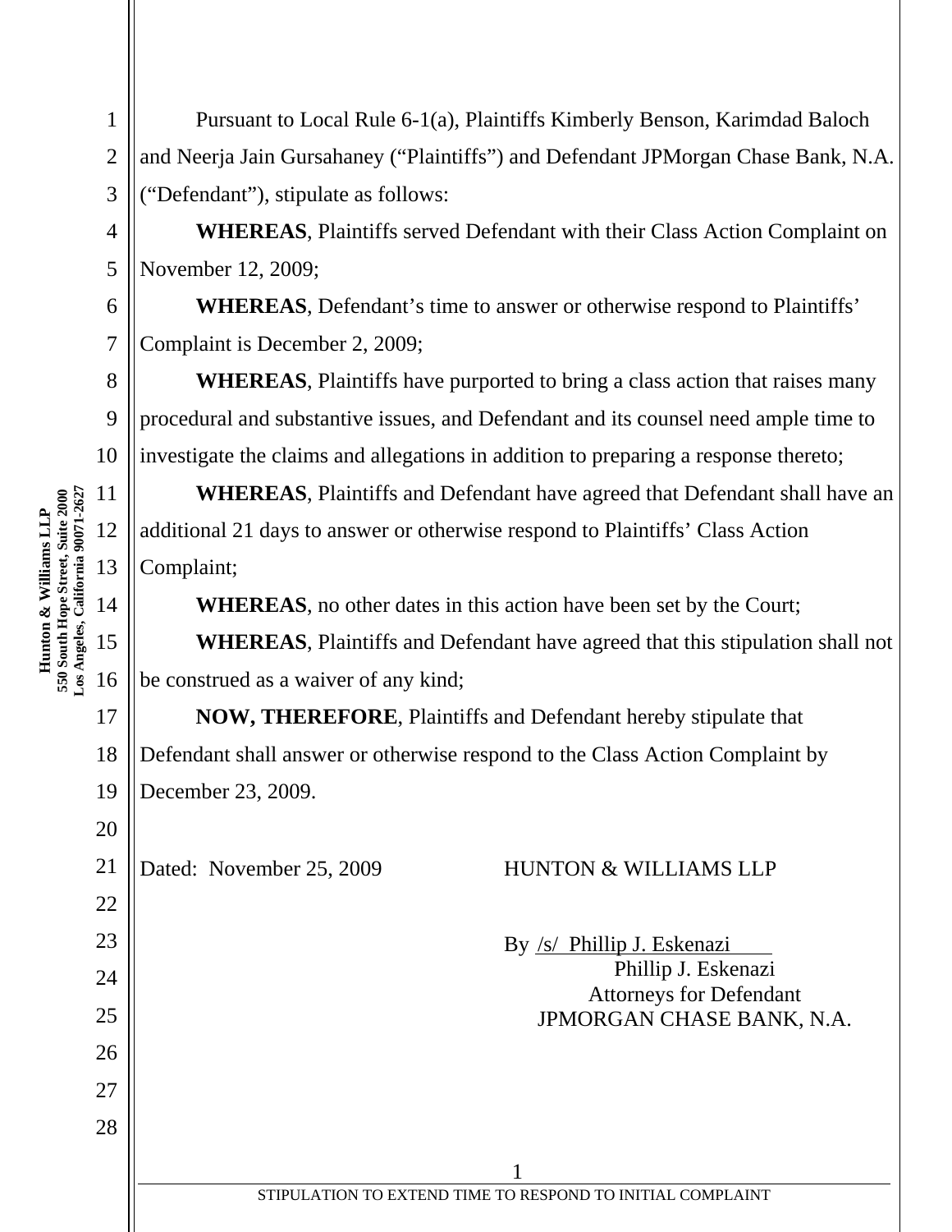Pursuant to Local Rule 6-1(a), Plaintiffs Kimberly Benson, Karimdad Baloch and Neerja Jain Gursahaney ("Plaintiffs") and Defendant JPMorgan Chase Bank, N.A. ("Defendant"), stipulate as follows:

**WHEREAS**, Plaintiffs served Defendant with their Class Action Complaint on November 12, 2009;

**WHEREAS**, Defendant's time to answer or otherwise respond to Plaintiffs' Complaint is December 2, 2009;

**WHEREAS**, Plaintiffs have purported to bring a class action that raises many procedural and substantive issues, and Defendant and its counsel need ample time to investigate the claims and allegations in addition to preparing a response thereto;

**WHEREAS**, Plaintiffs and Defendant have agreed that Defendant shall have an additional 21 days to answer or otherwise respond to Plaintiffs' Class Action Complaint;

**WHEREAS**, no other dates in this action have been set by the Court;

**WHEREAS**, Plaintiffs and Defendant have agreed that this stipulation shall not be construed as a waiver of any kind;

**NOW, THEREFORE**, Plaintiffs and Defendant hereby stipulate that Defendant shall answer or otherwise respond to the Class Action Complaint by December 23, 2009.

Dated: November 25, 2009

HUNTON & WILLIAMS LLP

By /s/ Phillip J. Eskenazi
Phillip J. Eskenazi
Attorneys for Defendant
JPMORGAN CHASE BANK, N.A.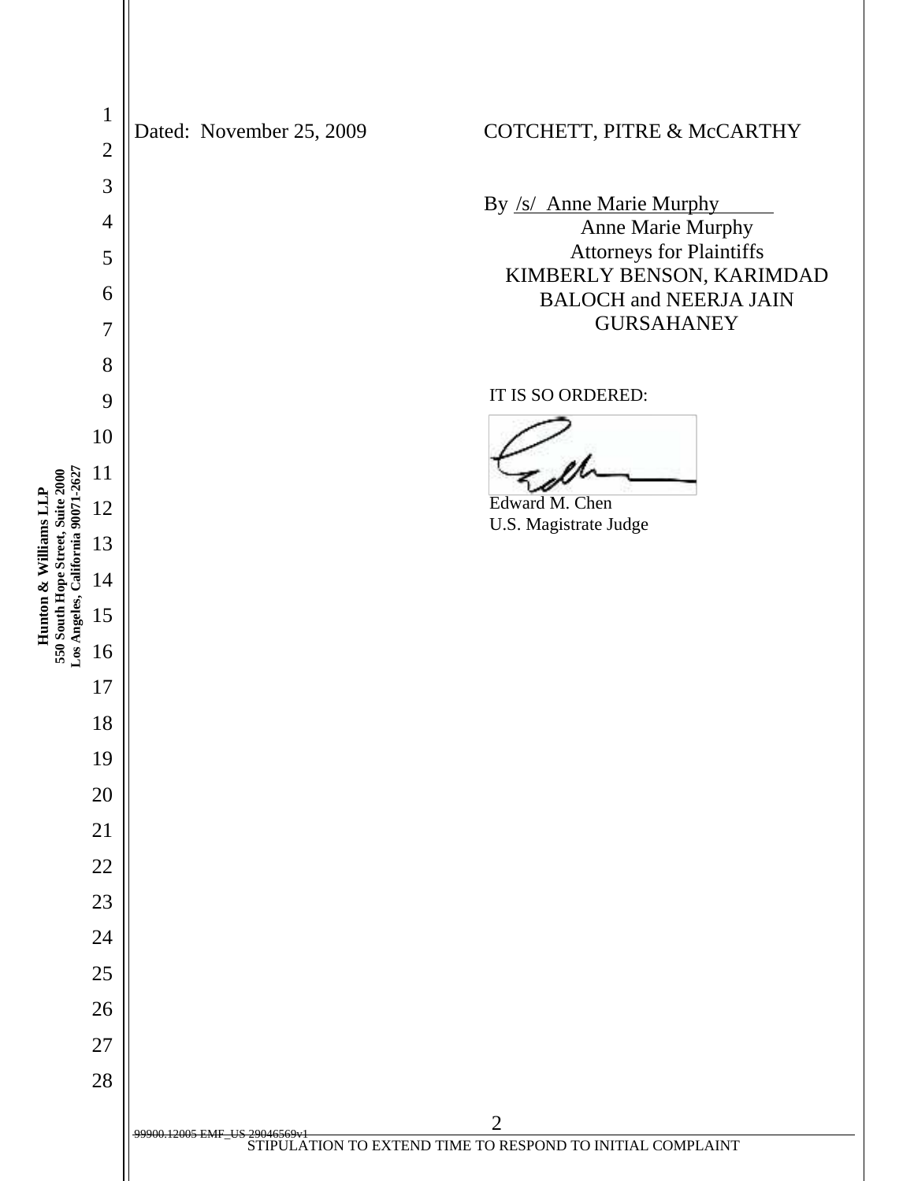Dated: November 25, 2009

COTCHETT, PITRE & McCARTHY

By /s/ Anne Marie Murphy
Anne Marie Murphy
Attorneys for Plaintiffs
KIMBERLY BENSON, KARIMDAD BALOCH and NEERJA JAIN GURSAHANEY

IT IS SO ORDERED:

Edward M. Chen
U.S. Magistrate Judge

99900.12005 EMF_US 29046569v1

STIPULATION TO EXTEND TIME TO RESPOND TO INITIAL COMPLAINT